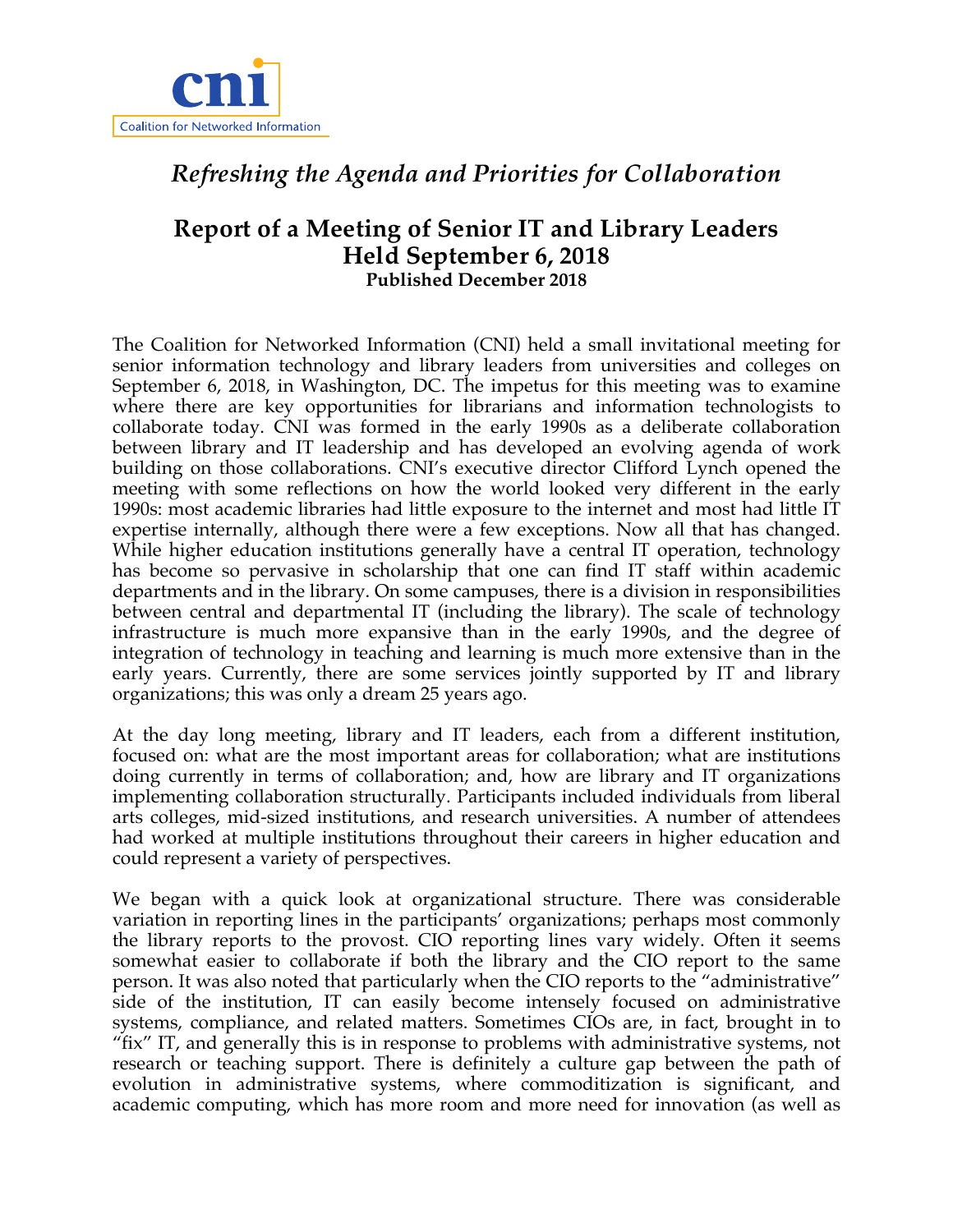cni
Coalition for Networked Information

# *Refreshing the Agenda and Priorities for Collaboration*

## Report of a Meeting of Senior IT and Library Leaders Held September 6, 2018

**Published December 2018**

The Coalition for Networked Information (CNI) held a small invitational meeting for senior information technology and library leaders from universities and colleges on September 6, 2018, in Washington, DC. The impetus for this meeting was to examine where there are key opportunities for librarians and information technologists to collaborate today. CNI was formed in the early 1990s as a deliberate collaboration between library and IT leadership and has developed an evolving agenda of work building on those collaborations. CNI's executive director Clifford Lynch opened the meeting with some reflections on how the world looked very different in the early 1990s: most academic libraries had little exposure to the internet and most had little IT expertise internally, although there were a few exceptions. Now all that has changed. While higher education institutions generally have a central IT operation, technology has become so pervasive in scholarship that one can find IT staff within academic departments and in the library. On some campuses, there is a division in responsibilities between central and departmental IT (including the library). The scale of technology infrastructure is much more expansive than in the early 1990s, and the degree of integration of technology in teaching and learning is much more extensive than in the early years. Currently, there are some services jointly supported by IT and library organizations; this was only a dream 25 years ago.

At the day long meeting, library and IT leaders, each from a different institution, focused on: what are the most important areas for collaboration; what are institutions doing currently in terms of collaboration; and, how are library and IT organizations implementing collaboration structurally. Participants included individuals from liberal arts colleges, mid-sized institutions, and research universities. A number of attendees had worked at multiple institutions throughout their careers in higher education and could represent a variety of perspectives.

We began with a quick look at organizational structure. There was considerable variation in reporting lines in the participants' organizations; perhaps most commonly the library reports to the provost. CIO reporting lines vary widely. Often it seems somewhat easier to collaborate if both the library and the CIO report to the same person. It was also noted that particularly when the CIO reports to the "administrative" side of the institution, IT can easily become intensely focused on administrative systems, compliance, and related matters. Sometimes CIOs are, in fact, brought in to "fix" IT, and generally this is in response to problems with administrative systems, not research or teaching support. There is definitely a culture gap between the path of evolution in administrative systems, where commoditization is significant, and academic computing, which has more room and more need for innovation (as well as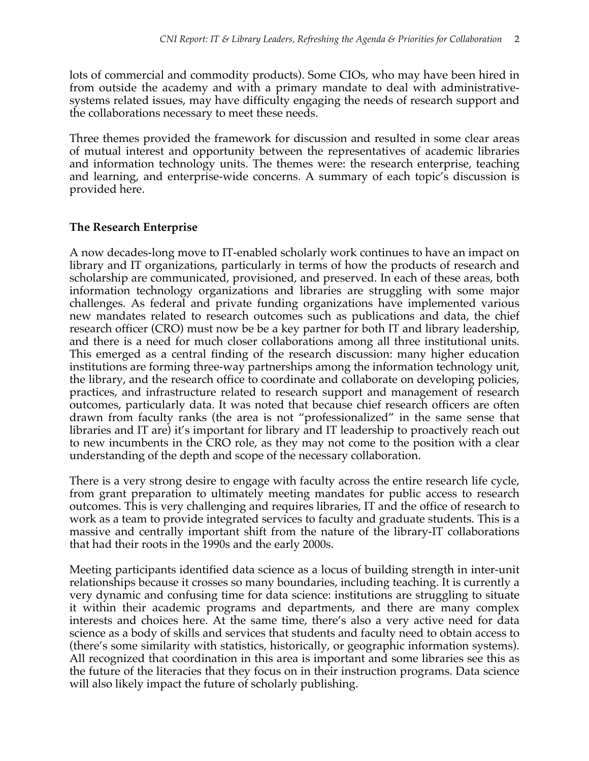lots of commercial and commodity products). Some CIOs, who may have been hired in from outside the academy and with a primary mandate to deal with administrative-systems related issues, may have difficulty engaging the needs of research support and the collaborations necessary to meet these needs.

Three themes provided the framework for discussion and resulted in some clear areas of mutual interest and opportunity between the representatives of academic libraries and information technology units. The themes were: the research enterprise, teaching and learning, and enterprise-wide concerns. A summary of each topic's discussion is provided here.

**The Research Enterprise**

A now decades-long move to IT-enabled scholarly work continues to have an impact on library and IT organizations, particularly in terms of how the products of research and scholarship are communicated, provisioned, and preserved. In each of these areas, both information technology organizations and libraries are struggling with some major challenges. As federal and private funding organizations have implemented various new mandates related to research outcomes such as publications and data, the chief research officer (CRO) must now be be a key partner for both IT and library leadership, and there is a need for much closer collaborations among all three institutional units. This emerged as a central finding of the research discussion: many higher education institutions are forming three-way partnerships among the information technology unit, the library, and the research office to coordinate and collaborate on developing policies, practices, and infrastructure related to research support and management of research outcomes, particularly data. It was noted that because chief research officers are often drawn from faculty ranks (the area is not "professionalized" in the same sense that libraries and IT are) it's important for library and IT leadership to proactively reach out to new incumbents in the CRO role, as they may not come to the position with a clear understanding of the depth and scope of the necessary collaboration.

There is a very strong desire to engage with faculty across the entire research life cycle, from grant preparation to ultimately meeting mandates for public access to research outcomes. This is very challenging and requires libraries, IT and the office of research to work as a team to provide integrated services to faculty and graduate students. This is a massive and centrally important shift from the nature of the library-IT collaborations that had their roots in the 1990s and the early 2000s.

Meeting participants identified data science as a locus of building strength in inter-unit relationships because it crosses so many boundaries, including teaching. It is currently a very dynamic and confusing time for data science: institutions are struggling to situate it within their academic programs and departments, and there are many complex interests and choices here. At the same time, there's also a very active need for data science as a body of skills and services that students and faculty need to obtain access to (there's some similarity with statistics, historically, or geographic information systems). All recognized that coordination in this area is important and some libraries see this as the future of the literacies that they focus on in their instruction programs. Data science will also likely impact the future of scholarly publishing.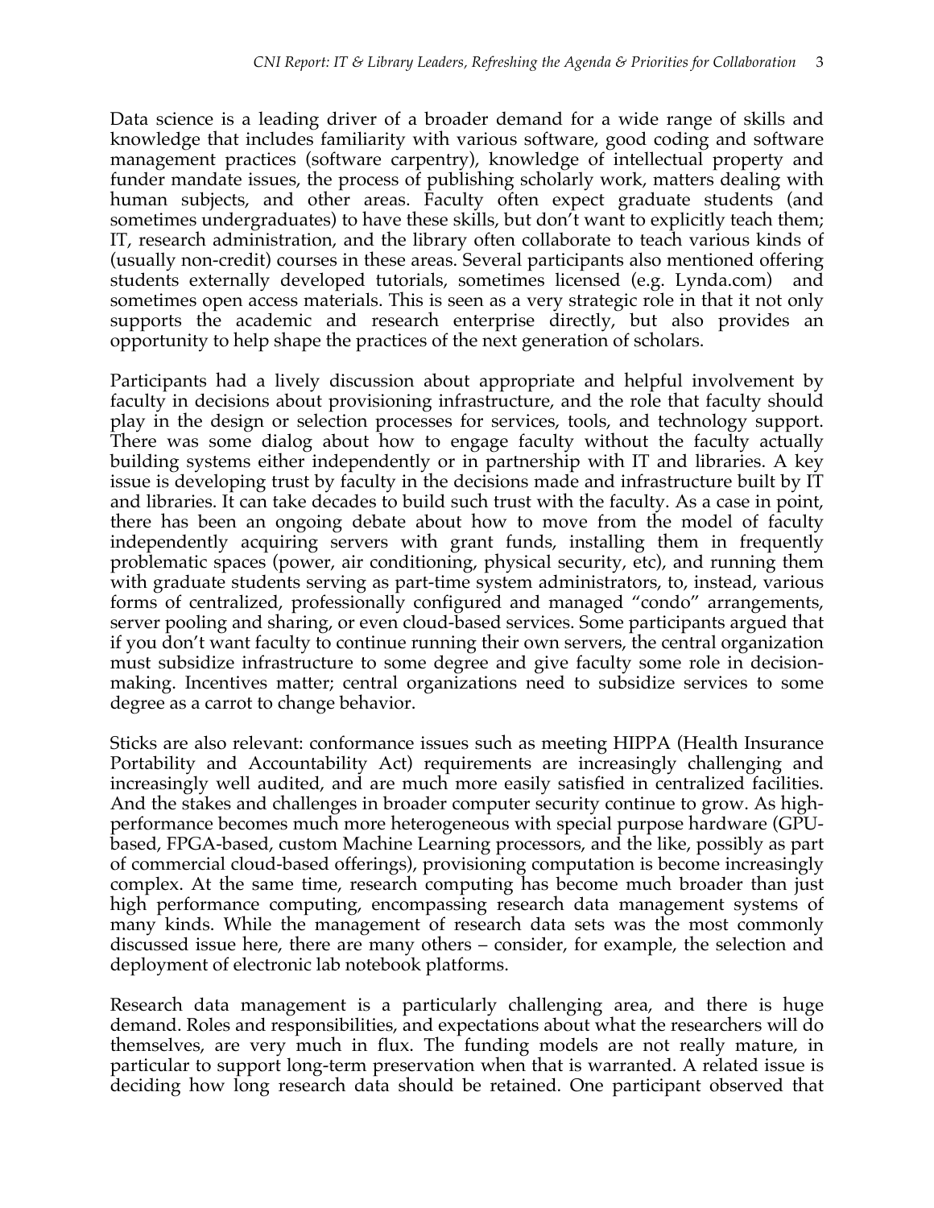Data science is a leading driver of a broader demand for a wide range of skills and knowledge that includes familiarity with various software, good coding and software management practices (software carpentry), knowledge of intellectual property and funder mandate issues, the process of publishing scholarly work, matters dealing with human subjects, and other areas. Faculty often expect graduate students (and sometimes undergraduates) to have these skills, but don't want to explicitly teach them; IT, research administration, and the library often collaborate to teach various kinds of (usually non-credit) courses in these areas. Several participants also mentioned offering students externally developed tutorials, sometimes licensed (e.g. Lynda.com) and sometimes open access materials. This is seen as a very strategic role in that it not only supports the academic and research enterprise directly, but also provides an opportunity to help shape the practices of the next generation of scholars.

Participants had a lively discussion about appropriate and helpful involvement by faculty in decisions about provisioning infrastructure, and the role that faculty should play in the design or selection processes for services, tools, and technology support. There was some dialog about how to engage faculty without the faculty actually building systems either independently or in partnership with IT and libraries. A key issue is developing trust by faculty in the decisions made and infrastructure built by IT and libraries. It can take decades to build such trust with the faculty. As a case in point, there has been an ongoing debate about how to move from the model of faculty independently acquiring servers with grant funds, installing them in frequently problematic spaces (power, air conditioning, physical security, etc), and running them with graduate students serving as part-time system administrators, to, instead, various forms of centralized, professionally configured and managed "condo" arrangements, server pooling and sharing, or even cloud-based services. Some participants argued that if you don't want faculty to continue running their own servers, the central organization must subsidize infrastructure to some degree and give faculty some role in decision-making. Incentives matter; central organizations need to subsidize services to some degree as a carrot to change behavior.

Sticks are also relevant: conformance issues such as meeting HIPPA (Health Insurance Portability and Accountability Act) requirements are increasingly challenging and increasingly well audited, and are much more easily satisfied in centralized facilities. And the stakes and challenges in broader computer security continue to grow. As high-performance becomes much more heterogeneous with special purpose hardware (GPU-based, FPGA-based, custom Machine Learning processors, and the like, possibly as part of commercial cloud-based offerings), provisioning computation is become increasingly complex. At the same time, research computing has become much broader than just high performance computing, encompassing research data management systems of many kinds. While the management of research data sets was the most commonly discussed issue here, there are many others – consider, for example, the selection and deployment of electronic lab notebook platforms.

Research data management is a particularly challenging area, and there is huge demand. Roles and responsibilities, and expectations about what the researchers will do themselves, are very much in flux. The funding models are not really mature, in particular to support long-term preservation when that is warranted. A related issue is deciding how long research data should be retained. One participant observed that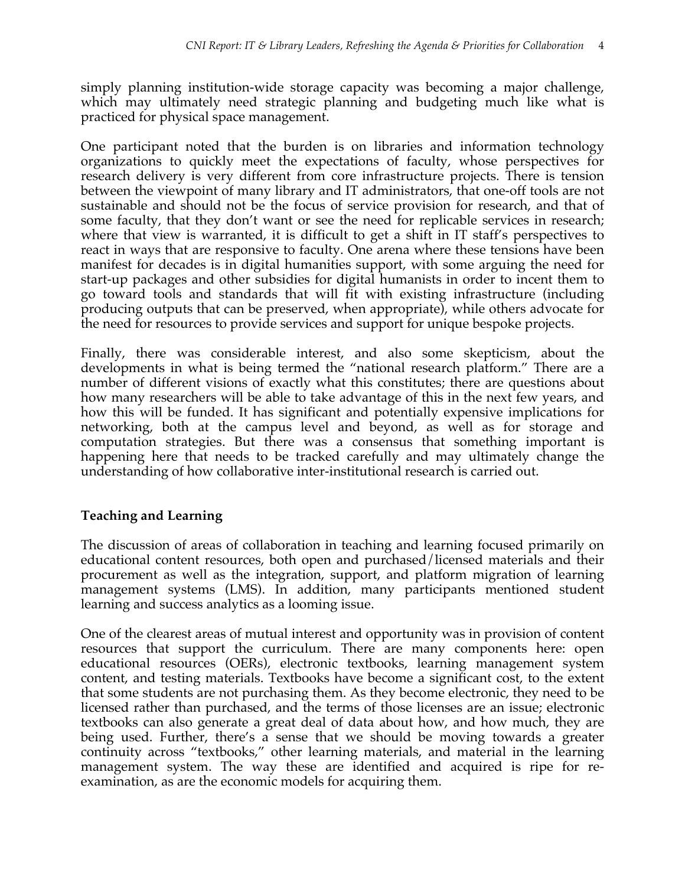simply planning institution-wide storage capacity was becoming a major challenge, which may ultimately need strategic planning and budgeting much like what is practiced for physical space management.

One participant noted that the burden is on libraries and information technology organizations to quickly meet the expectations of faculty, whose perspectives for research delivery is very different from core infrastructure projects. There is tension between the viewpoint of many library and IT administrators, that one-off tools are not sustainable and should not be the focus of service provision for research, and that of some faculty, that they don't want or see the need for replicable services in research; where that view is warranted, it is difficult to get a shift in IT staff's perspectives to react in ways that are responsive to faculty. One arena where these tensions have been manifest for decades is in digital humanities support, with some arguing the need for start-up packages and other subsidies for digital humanists in order to incent them to go toward tools and standards that will fit with existing infrastructure (including producing outputs that can be preserved, when appropriate), while others advocate for the need for resources to provide services and support for unique bespoke projects.

Finally, there was considerable interest, and also some skepticism, about the developments in what is being termed the "national research platform." There are a number of different visions of exactly what this constitutes; there are questions about how many researchers will be able to take advantage of this in the next few years, and how this will be funded. It has significant and potentially expensive implications for networking, both at the campus level and beyond, as well as for storage and computation strategies. But there was a consensus that something important is happening here that needs to be tracked carefully and may ultimately change the understanding of how collaborative inter-institutional research is carried out.

**Teaching and Learning**

The discussion of areas of collaboration in teaching and learning focused primarily on educational content resources, both open and purchased/licensed materials and their procurement as well as the integration, support, and platform migration of learning management systems (LMS). In addition, many participants mentioned student learning and success analytics as a looming issue.

One of the clearest areas of mutual interest and opportunity was in provision of content resources that support the curriculum. There are many components here: open educational resources (OERs), electronic textbooks, learning management system content, and testing materials. Textbooks have become a significant cost, to the extent that some students are not purchasing them. As they become electronic, they need to be licensed rather than purchased, and the terms of those licenses are an issue; electronic textbooks can also generate a great deal of data about how, and how much, they are being used. Further, there's a sense that we should be moving towards a greater continuity across "textbooks," other learning materials, and material in the learning management system. The way these are identified and acquired is ripe for re-examination, as are the economic models for acquiring them.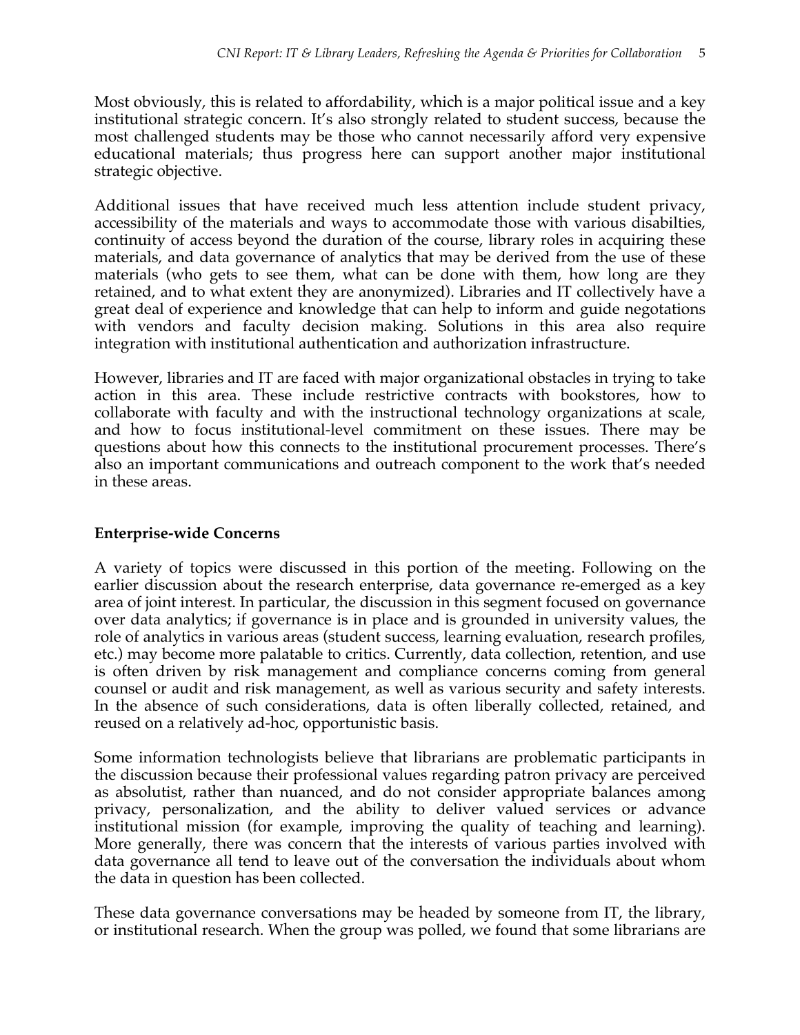Most obviously, this is related to affordability, which is a major political issue and a key institutional strategic concern. It's also strongly related to student success, because the most challenged students may be those who cannot necessarily afford very expensive educational materials; thus progress here can support another major institutional strategic objective.

Additional issues that have received much less attention include student privacy, accessibility of the materials and ways to accommodate those with various disabilties, continuity of access beyond the duration of the course, library roles in acquiring these materials, and data governance of analytics that may be derived from the use of these materials (who gets to see them, what can be done with them, how long are they retained, and to what extent they are anonymized). Libraries and IT collectively have a great deal of experience and knowledge that can help to inform and guide negotations with vendors and faculty decision making. Solutions in this area also require integration with institutional authentication and authorization infrastructure.

However, libraries and IT are faced with major organizational obstacles in trying to take action in this area. These include restrictive contracts with bookstores, how to collaborate with faculty and with the instructional technology organizations at scale, and how to focus institutional-level commitment on these issues. There may be questions about how this connects to the institutional procurement processes. There's also an important communications and outreach component to the work that's needed in these areas.

**Enterprise-wide Concerns**

A variety of topics were discussed in this portion of the meeting. Following on the earlier discussion about the research enterprise, data governance re-emerged as a key area of joint interest. In particular, the discussion in this segment focused on governance over data analytics; if governance is in place and is grounded in university values, the role of analytics in various areas (student success, learning evaluation, research profiles, etc.) may become more palatable to critics. Currently, data collection, retention, and use is often driven by risk management and compliance concerns coming from general counsel or audit and risk management, as well as various security and safety interests. In the absence of such considerations, data is often liberally collected, retained, and reused on a relatively ad-hoc, opportunistic basis.

Some information technologists believe that librarians are problematic participants in the discussion because their professional values regarding patron privacy are perceived as absolutist, rather than nuanced, and do not consider appropriate balances among privacy, personalization, and the ability to deliver valued services or advance institutional mission (for example, improving the quality of teaching and learning). More generally, there was concern that the interests of various parties involved with data governance all tend to leave out of the conversation the individuals about whom the data in question has been collected.

These data governance conversations may be headed by someone from IT, the library, or institutional research. When the group was polled, we found that some librarians are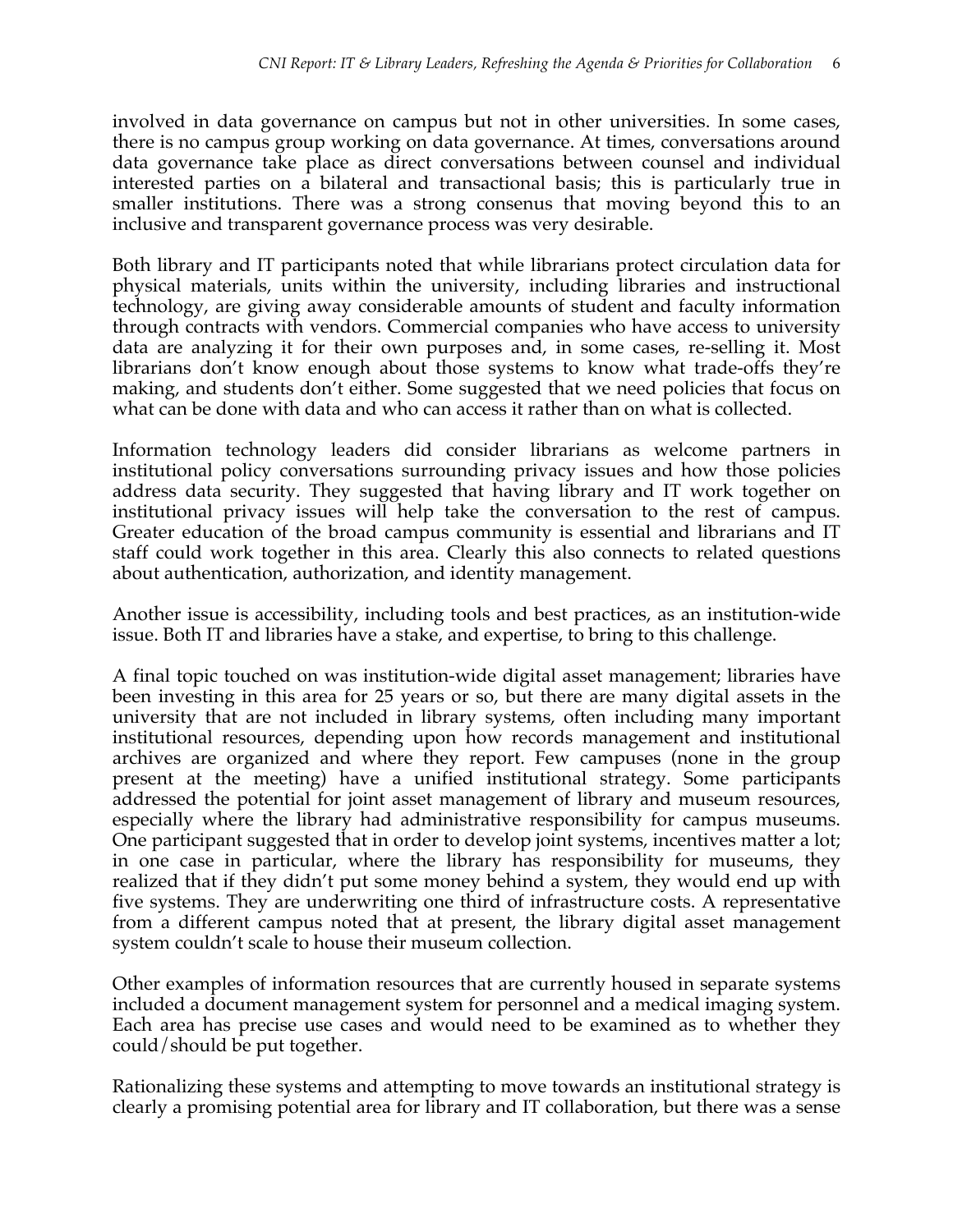involved in data governance on campus but not in other universities. In some cases, there is no campus group working on data governance. At times, conversations around data governance take place as direct conversations between counsel and individual interested parties on a bilateral and transactional basis; this is particularly true in smaller institutions. There was a strong consenus that moving beyond this to an inclusive and transparent governance process was very desirable.

Both library and IT participants noted that while librarians protect circulation data for physical materials, units within the university, including libraries and instructional technology, are giving away considerable amounts of student and faculty information through contracts with vendors. Commercial companies who have access to university data are analyzing it for their own purposes and, in some cases, re-selling it. Most librarians don't know enough about those systems to know what trade-offs they're making, and students don't either. Some suggested that we need policies that focus on what can be done with data and who can access it rather than on what is collected.

Information technology leaders did consider librarians as welcome partners in institutional policy conversations surrounding privacy issues and how those policies address data security. They suggested that having library and IT work together on institutional privacy issues will help take the conversation to the rest of campus. Greater education of the broad campus community is essential and librarians and IT staff could work together in this area. Clearly this also connects to related questions about authentication, authorization, and identity management.

Another issue is accessibility, including tools and best practices, as an institution-wide issue. Both IT and libraries have a stake, and expertise, to bring to this challenge.

A final topic touched on was institution-wide digital asset management; libraries have been investing in this area for 25 years or so, but there are many digital assets in the university that are not included in library systems, often including many important institutional resources, depending upon how records management and institutional archives are organized and where they report. Few campuses (none in the group present at the meeting) have a unified institutional strategy. Some participants addressed the potential for joint asset management of library and museum resources, especially where the library had administrative responsibility for campus museums. One participant suggested that in order to develop joint systems, incentives matter a lot; in one case in particular, where the library has responsibility for museums, they realized that if they didn't put some money behind a system, they would end up with five systems. They are underwriting one third of infrastructure costs. A representative from a different campus noted that at present, the library digital asset management system couldn't scale to house their museum collection.

Other examples of information resources that are currently housed in separate systems included a document management system for personnel and a medical imaging system. Each area has precise use cases and would need to be examined as to whether they could/should be put together.

Rationalizing these systems and attempting to move towards an institutional strategy is clearly a promising potential area for library and IT collaboration, but there was a sense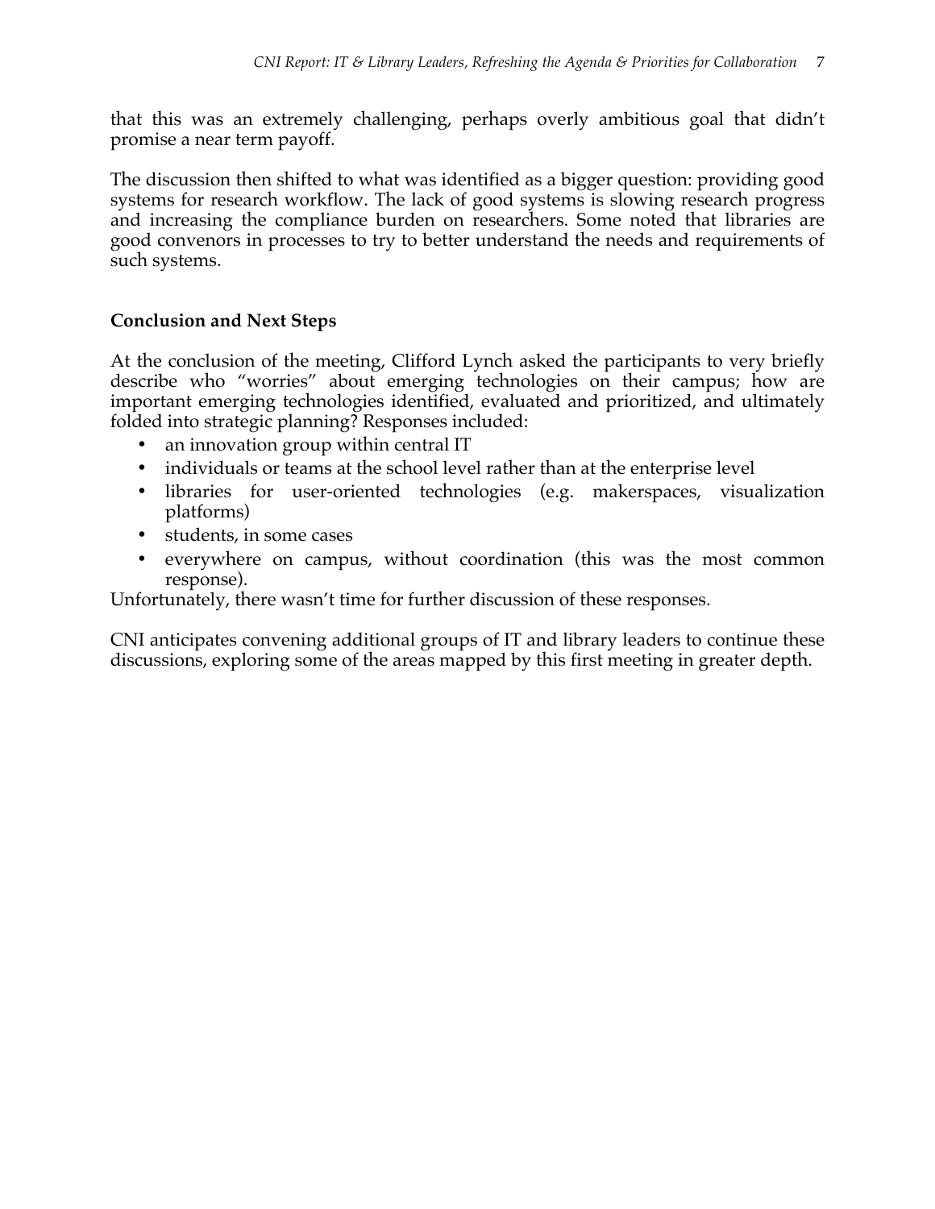that this was an extremely challenging, perhaps overly ambitious goal that didn't promise a near term payoff.

The discussion then shifted to what was identified as a bigger question: providing good systems for research workflow. The lack of good systems is slowing research progress and increasing the compliance burden on researchers. Some noted that libraries are good convenors in processes to try to better understand the needs and requirements of such systems.

## Conclusion and Next Steps

At the conclusion of the meeting, Clifford Lynch asked the participants to very briefly describe who "worries" about emerging technologies on their campus; how are important emerging technologies identified, evaluated and prioritized, and ultimately folded into strategic planning? Responses included:

- an innovation group within central IT
- individuals or teams at the school level rather than at the enterprise level
- libraries for user-oriented technologies (e.g. makerspaces, visualization platforms)
- students, in some cases
- everywhere on campus, without coordination (this was the most common response).

Unfortunately, there wasn't time for further discussion of these responses.

CNI anticipates convening additional groups of IT and library leaders to continue these discussions, exploring some of the areas mapped by this first meeting in greater depth.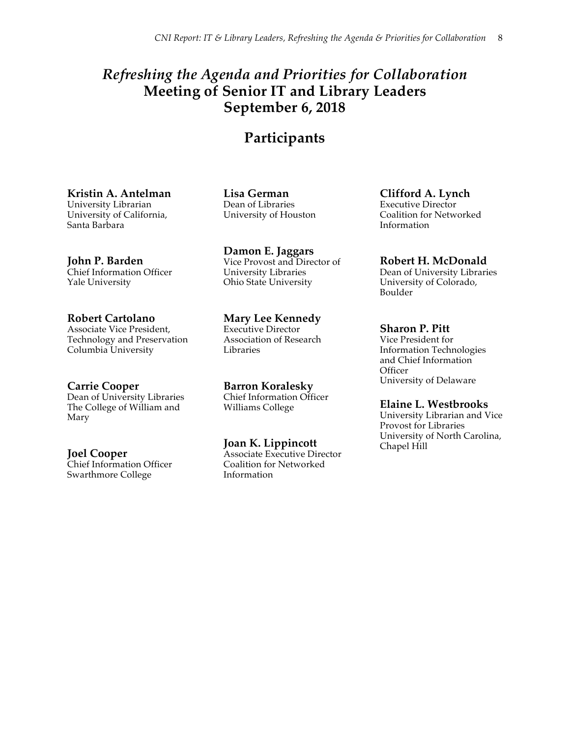# *Refreshing the Agenda and Priorities for Collaboration*
# Meeting of Senior IT and Library Leaders
# September 6, 2018

## Participants

**Kristin A. Antelman**
University Librarian
University of California, Santa Barbara

**John P. Barden**
Chief Information Officer
Yale University

**Robert Cartolano**
Associate Vice President, Technology and Preservation
Columbia University

**Carrie Cooper**
Dean of University Libraries
The College of William and Mary

**Joel Cooper**
Chief Information Officer
Swarthmore College

**Lisa German**
Dean of Libraries
University of Houston

**Damon E. Jaggars**
Vice Provost and Director of University Libraries
Ohio State University

**Mary Lee Kennedy**
Executive Director
Association of Research Libraries

**Barron Koralesky**
Chief Information Officer
Williams College

**Joan K. Lippincott**
Associate Executive Director
Coalition for Networked Information

**Clifford A. Lynch**
Executive Director
Coalition for Networked Information

**Robert H. McDonald**
Dean of University Libraries
University of Colorado, Boulder

**Sharon P. Pitt**
Vice President for Information Technologies and Chief Information Officer
University of Delaware

**Elaine L. Westbrooks**
University Librarian and Vice Provost for Libraries
University of North Carolina, Chapel Hill